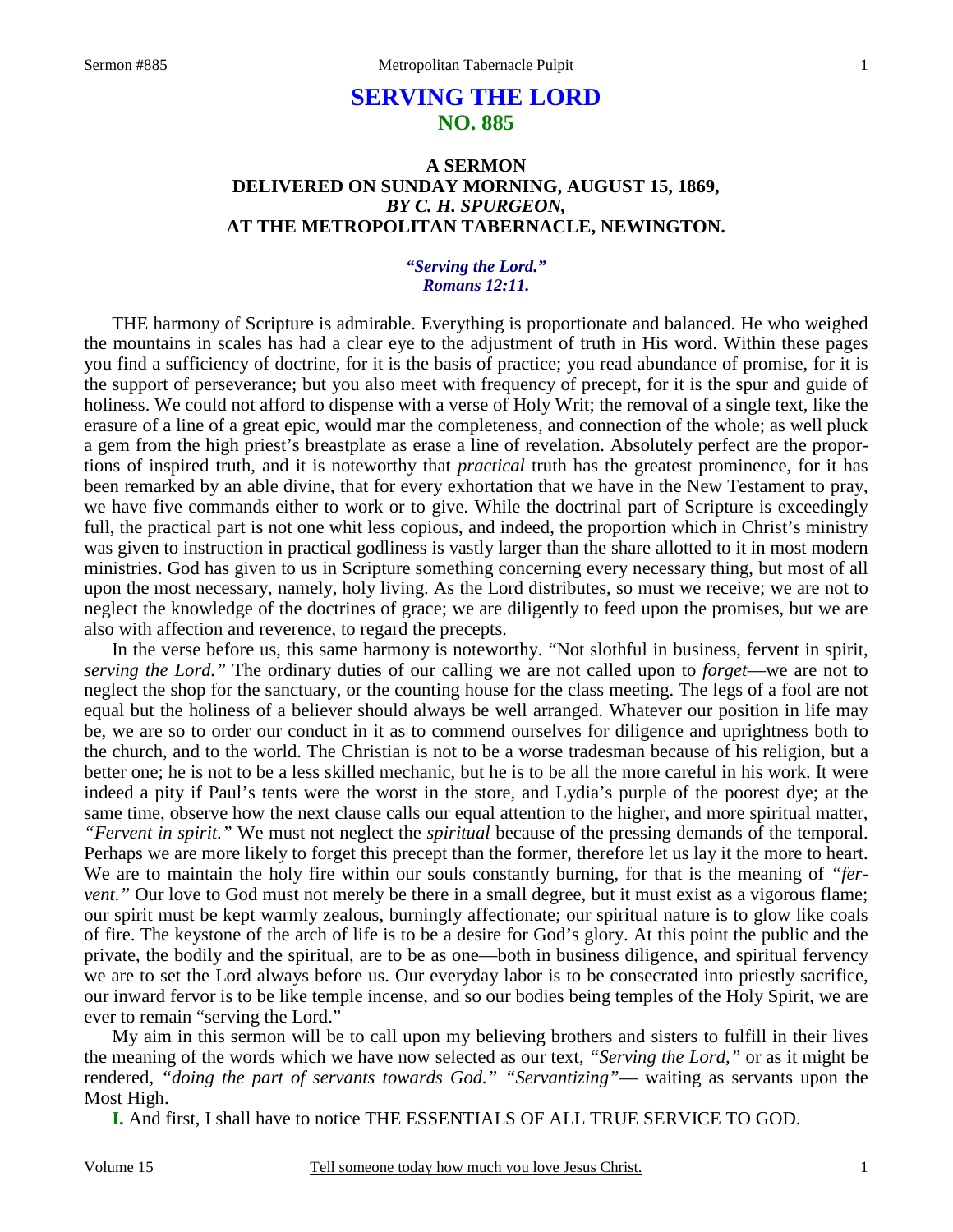# SERVING THE LORD
## NO. 885

### A SERMON
### DELIVERED ON SUNDAY MORNING, AUGUST 15, 1869,
### *BY C. H. SPURGEON,*
### AT THE METROPOLITAN TABERNACLE, NEWINGTON.

***"Serving the Lord." Romans 12:11.***

THE harmony of Scripture is admirable. Everything is proportionate and balanced. He who weighed the mountains in scales has had a clear eye to the adjustment of truth in His word. Within these pages you find a sufficiency of doctrine, for it is the basis of practice; you read abundance of promise, for it is the support of perseverance; but you also meet with frequency of precept, for it is the spur and guide of holiness. We could not afford to dispense with a verse of Holy Writ; the removal of a single text, like the erasure of a line of a great epic, would mar the completeness, and connection of the whole; as well pluck a gem from the high priest's breastplate as erase a line of revelation. Absolutely perfect are the proportions of inspired truth, and it is noteworthy that *practical* truth has the greatest prominence, for it has been remarked by an able divine, that for every exhortation that we have in the New Testament to pray, we have five commands either to work or to give. While the doctrinal part of Scripture is exceedingly full, the practical part is not one whit less copious, and indeed, the proportion which in Christ's ministry was given to instruction in practical godliness is vastly larger than the share allotted to it in most modern ministries. God has given to us in Scripture something concerning every necessary thing, but most of all upon the most necessary, namely, holy living. As the Lord distributes, so must we receive; we are not to neglect the knowledge of the doctrines of grace; we are diligently to feed upon the promises, but we are also with affection and reverence, to regard the precepts.

In the verse before us, this same harmony is noteworthy. "Not slothful in business, fervent in spirit, *serving the Lord."* The ordinary duties of our calling we are not called upon to *forget*—we are not to neglect the shop for the sanctuary, or the counting house for the class meeting. The legs of a fool are not equal but the holiness of a believer should always be well arranged. Whatever our position in life may be, we are so to order our conduct in it as to commend ourselves for diligence and uprightness both to the church, and to the world. The Christian is not to be a worse tradesman because of his religion, but a better one; he is not to be a less skilled mechanic, but he is to be all the more careful in his work. It were indeed a pity if Paul's tents were the worst in the store, and Lydia's purple of the poorest dye; at the same time, observe how the next clause calls our equal attention to the higher, and more spiritual matter, *"Fervent in spirit."* We must not neglect the *spiritual* because of the pressing demands of the temporal. Perhaps we are more likely to forget this precept than the former, therefore let us lay it the more to heart. We are to maintain the holy fire within our souls constantly burning, for that is the meaning of *"fervent."* Our love to God must not merely be there in a small degree, but it must exist as a vigorous flame; our spirit must be kept warmly zealous, burningly affectionate; our spiritual nature is to glow like coals of fire. The keystone of the arch of life is to be a desire for God's glory. At this point the public and the private, the bodily and the spiritual, are to be as one—both in business diligence, and spiritual fervency we are to set the Lord always before us. Our everyday labor is to be consecrated into priestly sacrifice, our inward fervor is to be like temple incense, and so our bodies being temples of the Holy Spirit, we are ever to remain "serving the Lord."

My aim in this sermon will be to call upon my believing brothers and sisters to fulfill in their lives the meaning of the words which we have now selected as our text, *"Serving the Lord,"* or as it might be rendered, *"doing the part of servants towards God." "Servantizing"*— waiting as servants upon the Most High.

**I.** And first, I shall have to notice THE ESSENTIALS OF ALL TRUE SERVICE TO GOD.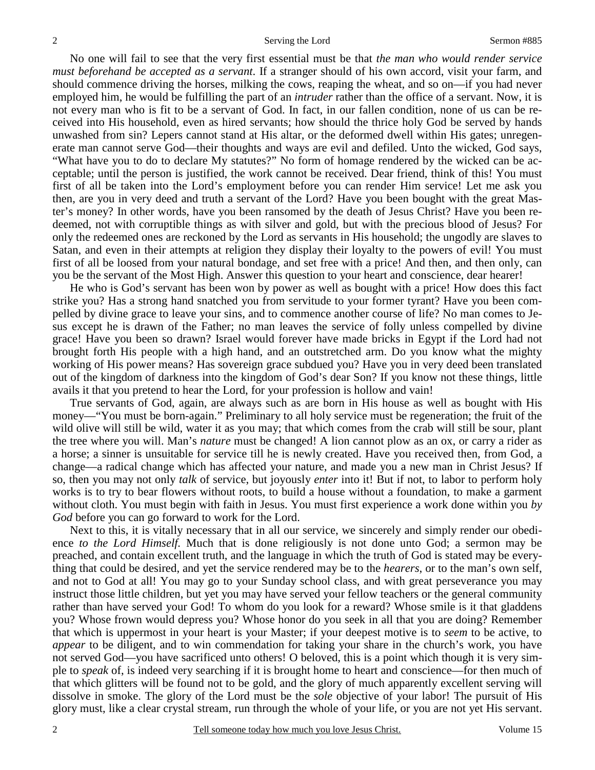No one will fail to see that the very first essential must be that *the man who would render service must beforehand be accepted as a servant*. If a stranger should of his own accord, visit your farm, and should commence driving the horses, milking the cows, reaping the wheat, and so on—if you had never employed him, he would be fulfilling the part of an *intruder* rather than the office of a servant. Now, it is not every man who is fit to be a servant of God. In fact, in our fallen condition, none of us can be received into His household, even as hired servants; how should the thrice holy God be served by hands unwashed from sin? Lepers cannot stand at His altar, or the deformed dwell within His gates; unregenerate man cannot serve God—their thoughts and ways are evil and defiled. Unto the wicked, God says, "What have you to do to declare My statutes?" No form of homage rendered by the wicked can be acceptable; until the person is justified, the work cannot be received. Dear friend, think of this! You must first of all be taken into the Lord's employment before you can render Him service! Let me ask you then, are you in very deed and truth a servant of the Lord? Have you been bought with the great Master's money? In other words, have you been ransomed by the death of Jesus Christ? Have you been redeemed, not with corruptible things as with silver and gold, but with the precious blood of Jesus? For only the redeemed ones are reckoned by the Lord as servants in His household; the ungodly are slaves to Satan, and even in their attempts at religion they display their loyalty to the powers of evil! You must first of all be loosed from your natural bondage, and set free with a price! And then, and then only, can you be the servant of the Most High. Answer this question to your heart and conscience, dear hearer!

He who is God's servant has been won by power as well as bought with a price! How does this fact strike you? Has a strong hand snatched you from servitude to your former tyrant? Have you been compelled by divine grace to leave your sins, and to commence another course of life? No man comes to Jesus except he is drawn of the Father; no man leaves the service of folly unless compelled by divine grace! Have you been so drawn? Israel would forever have made bricks in Egypt if the Lord had not brought forth His people with a high hand, and an outstretched arm. Do you know what the mighty working of His power means? Has sovereign grace subdued you? Have you in very deed been translated out of the kingdom of darkness into the kingdom of God's dear Son? If you know not these things, little avails it that you pretend to hear the Lord, for your profession is hollow and vain!

True servants of God, again, are always such as are born in His house as well as bought with His money—"You must be born-again." Preliminary to all holy service must be regeneration; the fruit of the wild olive will still be wild, water it as you may; that which comes from the crab will still be sour, plant the tree where you will. Man's *nature* must be changed! A lion cannot plow as an ox, or carry a rider as a horse; a sinner is unsuitable for service till he is newly created. Have you received then, from God, a change—a radical change which has affected your nature, and made you a new man in Christ Jesus? If so, then you may not only *talk* of service, but joyously *enter* into it! But if not, to labor to perform holy works is to try to bear flowers without roots, to build a house without a foundation, to make a garment without cloth. You must begin with faith in Jesus. You must first experience a work done within you *by God* before you can go forward to work for the Lord.

Next to this, it is vitally necessary that in all our service, we sincerely and simply render our obedience *to the Lord Himself*. Much that is done religiously is not done unto God; a sermon may be preached, and contain excellent truth, and the language in which the truth of God is stated may be everything that could be desired, and yet the service rendered may be to the *hearers*, or to the man's own self, and not to God at all! You may go to your Sunday school class, and with great perseverance you may instruct those little children, but yet you may have served your fellow teachers or the general community rather than have served your God! To whom do you look for a reward? Whose smile is it that gladdens you? Whose frown would depress you? Whose honor do you seek in all that you are doing? Remember that which is uppermost in your heart is your Master; if your deepest motive is to *seem* to be active, to *appear* to be diligent, and to win commendation for taking your share in the church's work, you have not served God—you have sacrificed unto others! O beloved, this is a point which though it is very simple to *speak* of, is indeed very searching if it is brought home to heart and conscience—for then much of that which glitters will be found not to be gold, and the glory of much apparently excellent serving will dissolve in smoke. The glory of the Lord must be the *sole* objective of your labor! The pursuit of His glory must, like a clear crystal stream, run through the whole of your life, or you are not yet His servant.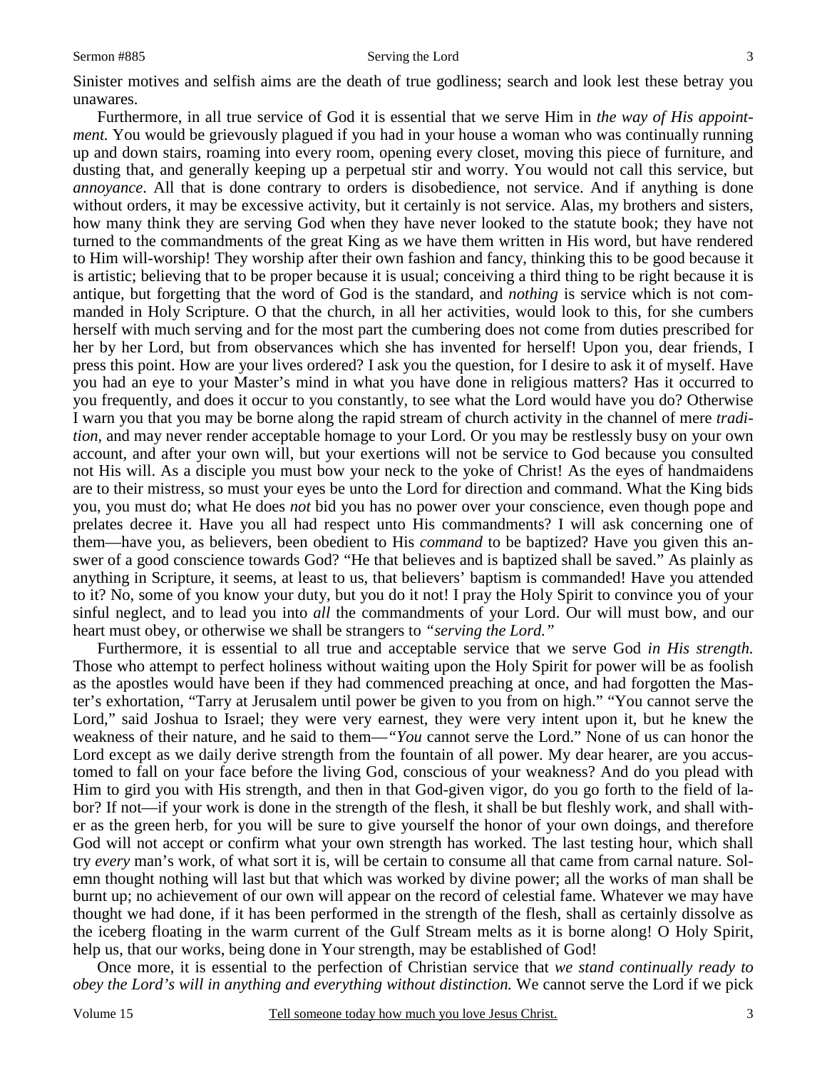Sinister motives and selfish aims are the death of true godliness; search and look lest these betray you unawares.

Furthermore, in all true service of God it is essential that we serve Him in *the way of His appointment.* You would be grievously plagued if you had in your house a woman who was continually running up and down stairs, roaming into every room, opening every closet, moving this piece of furniture, and dusting that, and generally keeping up a perpetual stir and worry. You would not call this service, but *annoyance*. All that is done contrary to orders is disobedience, not service. And if anything is done without orders, it may be excessive activity, but it certainly is not service. Alas, my brothers and sisters, how many think they are serving God when they have never looked to the statute book; they have not turned to the commandments of the great King as we have them written in His word, but have rendered to Him will-worship! They worship after their own fashion and fancy, thinking this to be good because it is artistic; believing that to be proper because it is usual; conceiving a third thing to be right because it is antique, but forgetting that the word of God is the standard, and *nothing* is service which is not commanded in Holy Scripture. O that the church, in all her activities, would look to this, for she cumbers herself with much serving and for the most part the cumbering does not come from duties prescribed for her by her Lord, but from observances which she has invented for herself! Upon you, dear friends, I press this point. How are your lives ordered? I ask you the question, for I desire to ask it of myself. Have you had an eye to your Master's mind in what you have done in religious matters? Has it occurred to you frequently, and does it occur to you constantly, to see what the Lord would have you do? Otherwise I warn you that you may be borne along the rapid stream of church activity in the channel of mere *tradition,* and may never render acceptable homage to your Lord. Or you may be restlessly busy on your own account, and after your own will, but your exertions will not be service to God because you consulted not His will. As a disciple you must bow your neck to the yoke of Christ! As the eyes of handmaidens are to their mistress, so must your eyes be unto the Lord for direction and command. What the King bids you, you must do; what He does *not* bid you has no power over your conscience, even though pope and prelates decree it. Have you all had respect unto His commandments? I will ask concerning one of them—have you, as believers, been obedient to His *command* to be baptized? Have you given this answer of a good conscience towards God? "He that believes and is baptized shall be saved." As plainly as anything in Scripture, it seems, at least to us, that believers' baptism is commanded! Have you attended to it? No, some of you know your duty, but you do it not! I pray the Holy Spirit to convince you of your sinful neglect, and to lead you into *all* the commandments of your Lord. Our will must bow, and our heart must obey, or otherwise we shall be strangers to *"serving the Lord."*

Furthermore, it is essential to all true and acceptable service that we serve God *in His strength.* Those who attempt to perfect holiness without waiting upon the Holy Spirit for power will be as foolish as the apostles would have been if they had commenced preaching at once, and had forgotten the Master's exhortation, "Tarry at Jerusalem until power be given to you from on high." "You cannot serve the Lord," said Joshua to Israel; they were very earnest, they were very intent upon it, but he knew the weakness of their nature, and he said to them—*"You* cannot serve the Lord." None of us can honor the Lord except as we daily derive strength from the fountain of all power. My dear hearer, are you accustomed to fall on your face before the living God, conscious of your weakness? And do you plead with Him to gird you with His strength, and then in that God-given vigor, do you go forth to the field of labor? If not—if your work is done in the strength of the flesh, it shall be but fleshly work, and shall wither as the green herb, for you will be sure to give yourself the honor of your own doings, and therefore God will not accept or confirm what your own strength has worked. The last testing hour, which shall try *every* man's work, of what sort it is, will be certain to consume all that came from carnal nature. Solemn thought nothing will last but that which was worked by divine power; all the works of man shall be burnt up; no achievement of our own will appear on the record of celestial fame. Whatever we may have thought we had done, if it has been performed in the strength of the flesh, shall as certainly dissolve as the iceberg floating in the warm current of the Gulf Stream melts as it is borne along! O Holy Spirit, help us, that our works, being done in Your strength, may be established of God!

Once more, it is essential to the perfection of Christian service that *we stand continually ready to obey the Lord's will in anything and everything without distinction.* We cannot serve the Lord if we pick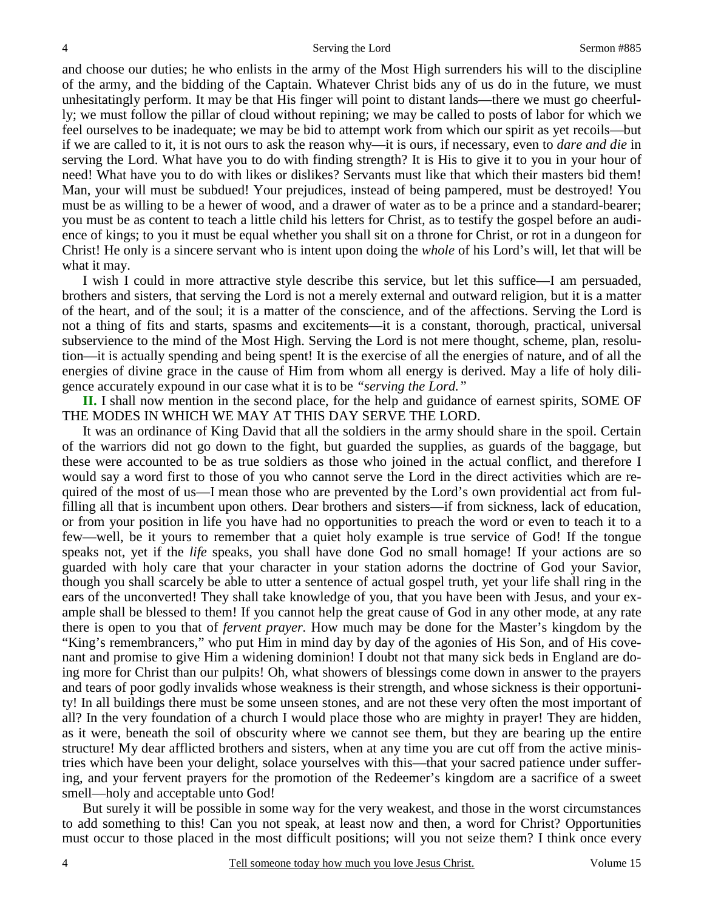and choose our duties; he who enlists in the army of the Most High surrenders his will to the discipline of the army, and the bidding of the Captain. Whatever Christ bids any of us do in the future, we must unhesitatingly perform. It may be that His finger will point to distant lands—there we must go cheerfully; we must follow the pillar of cloud without repining; we may be called to posts of labor for which we feel ourselves to be inadequate; we may be bid to attempt work from which our spirit as yet recoils—but if we are called to it, it is not ours to ask the reason why—it is ours, if necessary, even to *dare and die* in serving the Lord. What have you to do with finding strength? It is His to give it to you in your hour of need! What have you to do with likes or dislikes? Servants must like that which their masters bid them! Man, your will must be subdued! Your prejudices, instead of being pampered, must be destroyed! You must be as willing to be a hewer of wood, and a drawer of water as to be a prince and a standard-bearer; you must be as content to teach a little child his letters for Christ, as to testify the gospel before an audience of kings; to you it must be equal whether you shall sit on a throne for Christ, or rot in a dungeon for Christ! He only is a sincere servant who is intent upon doing the *whole* of his Lord's will, let that will be what it may.

I wish I could in more attractive style describe this service, but let this suffice—I am persuaded, brothers and sisters, that serving the Lord is not a merely external and outward religion, but it is a matter of the heart, and of the soul; it is a matter of the conscience, and of the affections. Serving the Lord is not a thing of fits and starts, spasms and excitements—it is a constant, thorough, practical, universal subservience to the mind of the Most High. Serving the Lord is not mere thought, scheme, plan, resolution—it is actually spending and being spent! It is the exercise of all the energies of nature, and of all the energies of divine grace in the cause of Him from whom all energy is derived. May a life of holy diligence accurately expound in our case what it is to be *"serving the Lord."*

**II.** I shall now mention in the second place, for the help and guidance of earnest spirits, SOME OF THE MODES IN WHICH WE MAY AT THIS DAY SERVE THE LORD.

It was an ordinance of King David that all the soldiers in the army should share in the spoil. Certain of the warriors did not go down to the fight, but guarded the supplies, as guards of the baggage, but these were accounted to be as true soldiers as those who joined in the actual conflict, and therefore I would say a word first to those of you who cannot serve the Lord in the direct activities which are required of the most of us—I mean those who are prevented by the Lord's own providential act from fulfilling all that is incumbent upon others. Dear brothers and sisters—if from sickness, lack of education, or from your position in life you have had no opportunities to preach the word or even to teach it to a few—well, be it yours to remember that a quiet holy example is true service of God! If the tongue speaks not, yet if the *life* speaks, you shall have done God no small homage! If your actions are so guarded with holy care that your character in your station adorns the doctrine of God your Savior, though you shall scarcely be able to utter a sentence of actual gospel truth, yet your life shall ring in the ears of the unconverted! They shall take knowledge of you, that you have been with Jesus, and your example shall be blessed to them! If you cannot help the great cause of God in any other mode, at any rate there is open to you that of *fervent prayer.* How much may be done for the Master's kingdom by the "King's remembrancers," who put Him in mind day by day of the agonies of His Son, and of His covenant and promise to give Him a widening dominion! I doubt not that many sick beds in England are doing more for Christ than our pulpits! Oh, what showers of blessings come down in answer to the prayers and tears of poor godly invalids whose weakness is their strength, and whose sickness is their opportunity! In all buildings there must be some unseen stones, and are not these very often the most important of all? In the very foundation of a church I would place those who are mighty in prayer! They are hidden, as it were, beneath the soil of obscurity where we cannot see them, but they are bearing up the entire structure! My dear afflicted brothers and sisters, when at any time you are cut off from the active ministries which have been your delight, solace yourselves with this—that your sacred patience under suffering, and your fervent prayers for the promotion of the Redeemer's kingdom are a sacrifice of a sweet smell—holy and acceptable unto God!

But surely it will be possible in some way for the very weakest, and those in the worst circumstances to add something to this! Can you not speak, at least now and then, a word for Christ? Opportunities must occur to those placed in the most difficult positions; will you not seize them? I think once every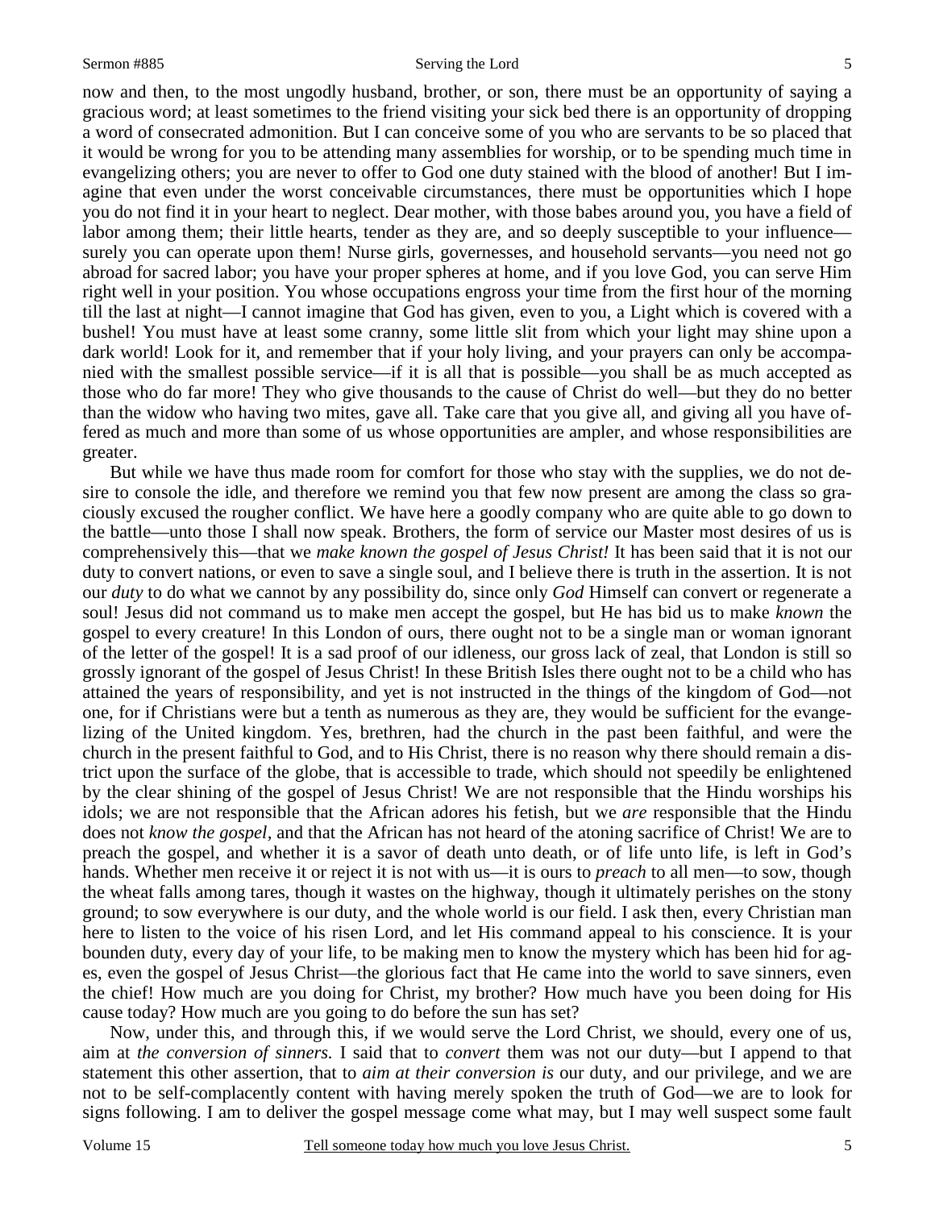now and then, to the most ungodly husband, brother, or son, there must be an opportunity of saying a gracious word; at least sometimes to the friend visiting your sick bed there is an opportunity of dropping a word of consecrated admonition. But I can conceive some of you who are servants to be so placed that it would be wrong for you to be attending many assemblies for worship, or to be spending much time in evangelizing others; you are never to offer to God one duty stained with the blood of another! But I imagine that even under the worst conceivable circumstances, there must be opportunities which I hope you do not find it in your heart to neglect. Dear mother, with those babes around you, you have a field of labor among them; their little hearts, tender as they are, and so deeply susceptible to your influence—surely you can operate upon them! Nurse girls, governesses, and household servants—you need not go abroad for sacred labor; you have your proper spheres at home, and if you love God, you can serve Him right well in your position. You whose occupations engross your time from the first hour of the morning till the last at night—I cannot imagine that God has given, even to you, a Light which is covered with a bushel! You must have at least some cranny, some little slit from which your light may shine upon a dark world! Look for it, and remember that if your holy living, and your prayers can only be accompanied with the smallest possible service—if it is all that is possible—you shall be as much accepted as those who do far more! They who give thousands to the cause of Christ do well—but they do no better than the widow who having two mites, gave all. Take care that you give all, and giving all you have offered as much and more than some of us whose opportunities are ampler, and whose responsibilities are greater.

But while we have thus made room for comfort for those who stay with the supplies, we do not desire to console the idle, and therefore we remind you that few now present are among the class so graciously excused the rougher conflict. We have here a goodly company who are quite able to go down to the battle—unto those I shall now speak. Brothers, the form of service our Master most desires of us is comprehensively this—that we *make known the gospel of Jesus Christ!* It has been said that it is not our duty to convert nations, or even to save a single soul, and I believe there is truth in the assertion. It is not our *duty* to do what we cannot by any possibility do, since only *God* Himself can convert or regenerate a soul! Jesus did not command us to make men accept the gospel, but He has bid us to make *known* the gospel to every creature! In this London of ours, there ought not to be a single man or woman ignorant of the letter of the gospel! It is a sad proof of our idleness, our gross lack of zeal, that London is still so grossly ignorant of the gospel of Jesus Christ! In these British Isles there ought not to be a child who has attained the years of responsibility, and yet is not instructed in the things of the kingdom of God—not one, for if Christians were but a tenth as numerous as they are, they would be sufficient for the evangelizing of the United kingdom. Yes, brethren, had the church in the past been faithful, and were the church in the present faithful to God, and to His Christ, there is no reason why there should remain a district upon the surface of the globe, that is accessible to trade, which should not speedily be enlightened by the clear shining of the gospel of Jesus Christ! We are not responsible that the Hindu worships his idols; we are not responsible that the African adores his fetish, but we *are* responsible that the Hindu does not *know the gospel*, and that the African has not heard of the atoning sacrifice of Christ! We are to preach the gospel, and whether it is a savor of death unto death, or of life unto life, is left in God's hands. Whether men receive it or reject it is not with us—it is ours to *preach* to all men—to sow, though the wheat falls among tares, though it wastes on the highway, though it ultimately perishes on the stony ground; to sow everywhere is our duty, and the whole world is our field. I ask then, every Christian man here to listen to the voice of his risen Lord, and let His command appeal to his conscience. It is your bounden duty, every day of your life, to be making men to know the mystery which has been hid for ages, even the gospel of Jesus Christ—the glorious fact that He came into the world to save sinners, even the chief! How much are you doing for Christ, my brother? How much have you been doing for His cause today? How much are you going to do before the sun has set?

Now, under this, and through this, if we would serve the Lord Christ, we should, every one of us, aim at *the conversion of sinners.* I said that to *convert* them was not our duty—but I append to that statement this other assertion, that to *aim at their conversion is* our duty, and our privilege, and we are not to be self-complacently content with having merely spoken the truth of God—we are to look for signs following. I am to deliver the gospel message come what may, but I may well suspect some fault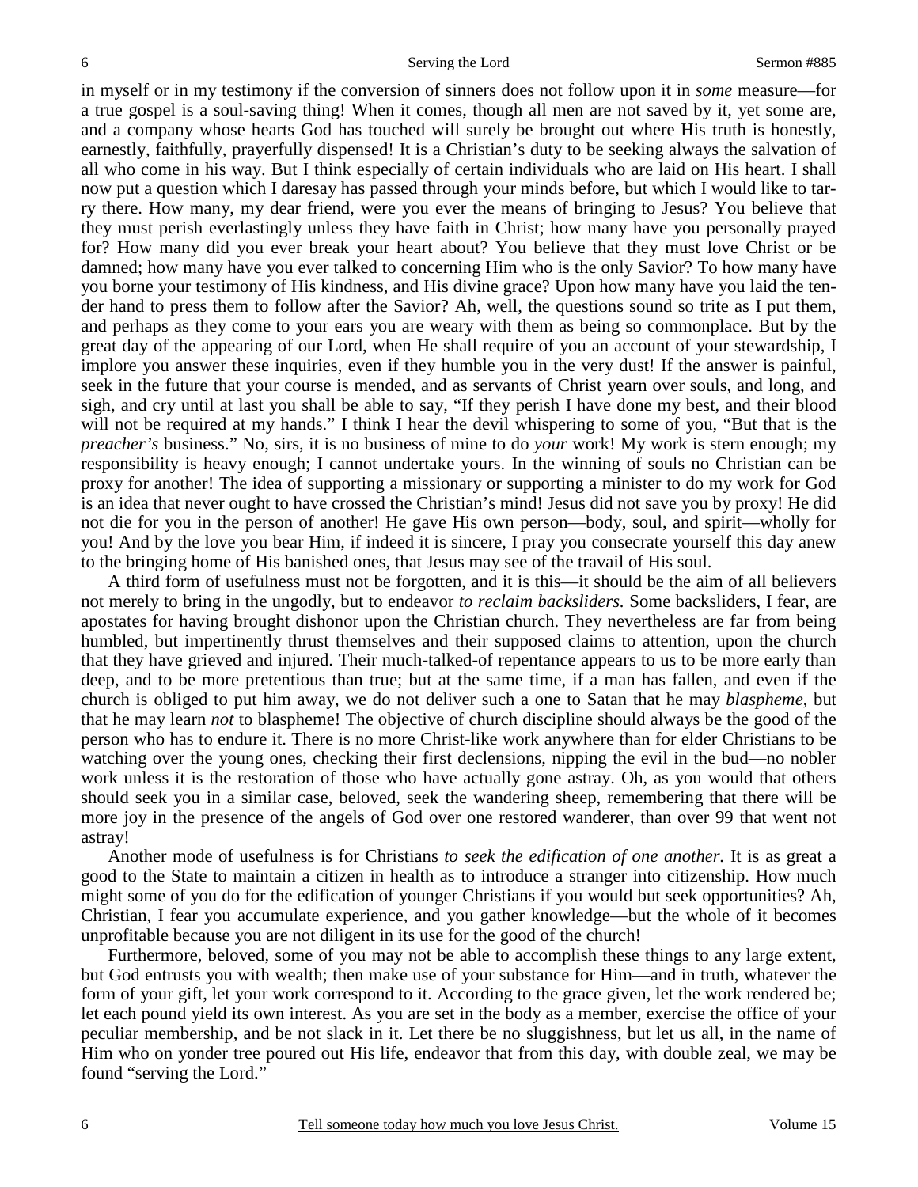in myself or in my testimony if the conversion of sinners does not follow upon it in *some* measure—for a true gospel is a soul-saving thing! When it comes, though all men are not saved by it, yet some are, and a company whose hearts God has touched will surely be brought out where His truth is honestly, earnestly, faithfully, prayerfully dispensed! It is a Christian's duty to be seeking always the salvation of all who come in his way. But I think especially of certain individuals who are laid on His heart. I shall now put a question which I daresay has passed through your minds before, but which I would like to tarry there. How many, my dear friend, were you ever the means of bringing to Jesus? You believe that they must perish everlastingly unless they have faith in Christ; how many have you personally prayed for? How many did you ever break your heart about? You believe that they must love Christ or be damned; how many have you ever talked to concerning Him who is the only Savior? To how many have you borne your testimony of His kindness, and His divine grace? Upon how many have you laid the tender hand to press them to follow after the Savior? Ah, well, the questions sound so trite as I put them, and perhaps as they come to your ears you are weary with them as being so commonplace. But by the great day of the appearing of our Lord, when He shall require of you an account of your stewardship, I implore you answer these inquiries, even if they humble you in the very dust! If the answer is painful, seek in the future that your course is mended, and as servants of Christ yearn over souls, and long, and sigh, and cry until at last you shall be able to say, "If they perish I have done my best, and their blood will not be required at my hands." I think I hear the devil whispering to some of you, "But that is the *preacher's* business." No, sirs, it is no business of mine to do *your* work! My work is stern enough; my responsibility is heavy enough; I cannot undertake yours. In the winning of souls no Christian can be proxy for another! The idea of supporting a missionary or supporting a minister to do my work for God is an idea that never ought to have crossed the Christian's mind! Jesus did not save you by proxy! He did not die for you in the person of another! He gave His own person—body, soul, and spirit—wholly for you! And by the love you bear Him, if indeed it is sincere, I pray you consecrate yourself this day anew to the bringing home of His banished ones, that Jesus may see of the travail of His soul.

A third form of usefulness must not be forgotten, and it is this—it should be the aim of all believers not merely to bring in the ungodly, but to endeavor *to reclaim backsliders*. Some backsliders, I fear, are apostates for having brought dishonor upon the Christian church. They nevertheless are far from being humbled, but impertinently thrust themselves and their supposed claims to attention, upon the church that they have grieved and injured. Their much-talked-of repentance appears to us to be more early than deep, and to be more pretentious than true; but at the same time, if a man has fallen, and even if the church is obliged to put him away, we do not deliver such a one to Satan that he may *blaspheme*, but that he may learn *not* to blaspheme! The objective of church discipline should always be the good of the person who has to endure it. There is no more Christ-like work anywhere than for elder Christians to be watching over the young ones, checking their first declensions, nipping the evil in the bud—no nobler work unless it is the restoration of those who have actually gone astray. Oh, as you would that others should seek you in a similar case, beloved, seek the wandering sheep, remembering that there will be more joy in the presence of the angels of God over one restored wanderer, than over 99 that went not astray!

Another mode of usefulness is for Christians *to seek the edification of one another*. It is as great a good to the State to maintain a citizen in health as to introduce a stranger into citizenship. How much might some of you do for the edification of younger Christians if you would but seek opportunities? Ah, Christian, I fear you accumulate experience, and you gather knowledge—but the whole of it becomes unprofitable because you are not diligent in its use for the good of the church!

Furthermore, beloved, some of you may not be able to accomplish these things to any large extent, but God entrusts you with wealth; then make use of your substance for Him—and in truth, whatever the form of your gift, let your work correspond to it. According to the grace given, let the work rendered be; let each pound yield its own interest. As you are set in the body as a member, exercise the office of your peculiar membership, and be not slack in it. Let there be no sluggishness, but let us all, in the name of Him who on yonder tree poured out His life, endeavor that from this day, with double zeal, we may be found "serving the Lord."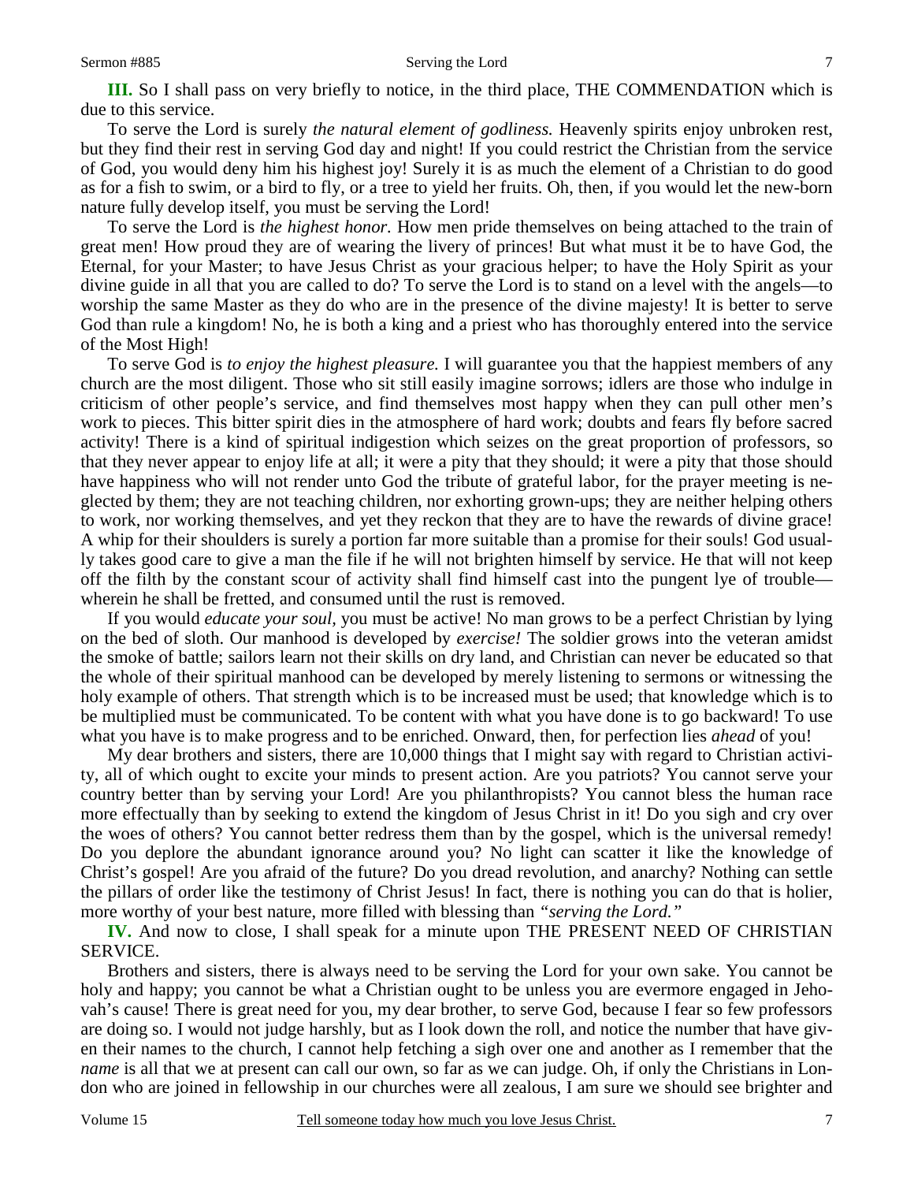**III.** So I shall pass on very briefly to notice, in the third place, THE COMMENDATION which is due to this service.

To serve the Lord is surely *the natural element of godliness.* Heavenly spirits enjoy unbroken rest, but they find their rest in serving God day and night! If you could restrict the Christian from the service of God, you would deny him his highest joy! Surely it is as much the element of a Christian to do good as for a fish to swim, or a bird to fly, or a tree to yield her fruits. Oh, then, if you would let the new-born nature fully develop itself, you must be serving the Lord!

To serve the Lord is *the highest honor.* How men pride themselves on being attached to the train of great men! How proud they are of wearing the livery of princes! But what must it be to have God, the Eternal, for your Master; to have Jesus Christ as your gracious helper; to have the Holy Spirit as your divine guide in all that you are called to do? To serve the Lord is to stand on a level with the angels—to worship the same Master as they do who are in the presence of the divine majesty! It is better to serve God than rule a kingdom! No, he is both a king and a priest who has thoroughly entered into the service of the Most High!

To serve God is *to enjoy the highest pleasure.* I will guarantee you that the happiest members of any church are the most diligent. Those who sit still easily imagine sorrows; idlers are those who indulge in criticism of other people's service, and find themselves most happy when they can pull other men's work to pieces. This bitter spirit dies in the atmosphere of hard work; doubts and fears fly before sacred activity! There is a kind of spiritual indigestion which seizes on the great proportion of professors, so that they never appear to enjoy life at all; it were a pity that they should; it were a pity that those should have happiness who will not render unto God the tribute of grateful labor, for the prayer meeting is neglected by them; they are not teaching children, nor exhorting grown-ups; they are neither helping others to work, nor working themselves, and yet they reckon that they are to have the rewards of divine grace! A whip for their shoulders is surely a portion far more suitable than a promise for their souls! God usually takes good care to give a man the file if he will not brighten himself by service. He that will not keep off the filth by the constant scour of activity shall find himself cast into the pungent lye of trouble—wherein he shall be fretted, and consumed until the rust is removed.

If you would *educate your soul,* you must be active! No man grows to be a perfect Christian by lying on the bed of sloth. Our manhood is developed by *exercise!* The soldier grows into the veteran amidst the smoke of battle; sailors learn not their skills on dry land, and Christian can never be educated so that the whole of their spiritual manhood can be developed by merely listening to sermons or witnessing the holy example of others. That strength which is to be increased must be used; that knowledge which is to be multiplied must be communicated. To be content with what you have done is to go backward! To use what you have is to make progress and to be enriched. Onward, then, for perfection lies *ahead* of you!

My dear brothers and sisters, there are 10,000 things that I might say with regard to Christian activity, all of which ought to excite your minds to present action. Are you patriots? You cannot serve your country better than by serving your Lord! Are you philanthropists? You cannot bless the human race more effectually than by seeking to extend the kingdom of Jesus Christ in it! Do you sigh and cry over the woes of others? You cannot better redress them than by the gospel, which is the universal remedy! Do you deplore the abundant ignorance around you? No light can scatter it like the knowledge of Christ's gospel! Are you afraid of the future? Do you dread revolution, and anarchy? Nothing can settle the pillars of order like the testimony of Christ Jesus! In fact, there is nothing you can do that is holier, more worthy of your best nature, more filled with blessing than *"serving the Lord."*

**IV.** And now to close, I shall speak for a minute upon THE PRESENT NEED OF CHRISTIAN SERVICE.

Brothers and sisters, there is always need to be serving the Lord for your own sake. You cannot be holy and happy; you cannot be what a Christian ought to be unless you are evermore engaged in Jehovah's cause! There is great need for you, my dear brother, to serve God, because I fear so few professors are doing so. I would not judge harshly, but as I look down the roll, and notice the number that have given their names to the church, I cannot help fetching a sigh over one and another as I remember that the *name* is all that we at present can call our own, so far as we can judge. Oh, if only the Christians in London who are joined in fellowship in our churches were all zealous, I am sure we should see brighter and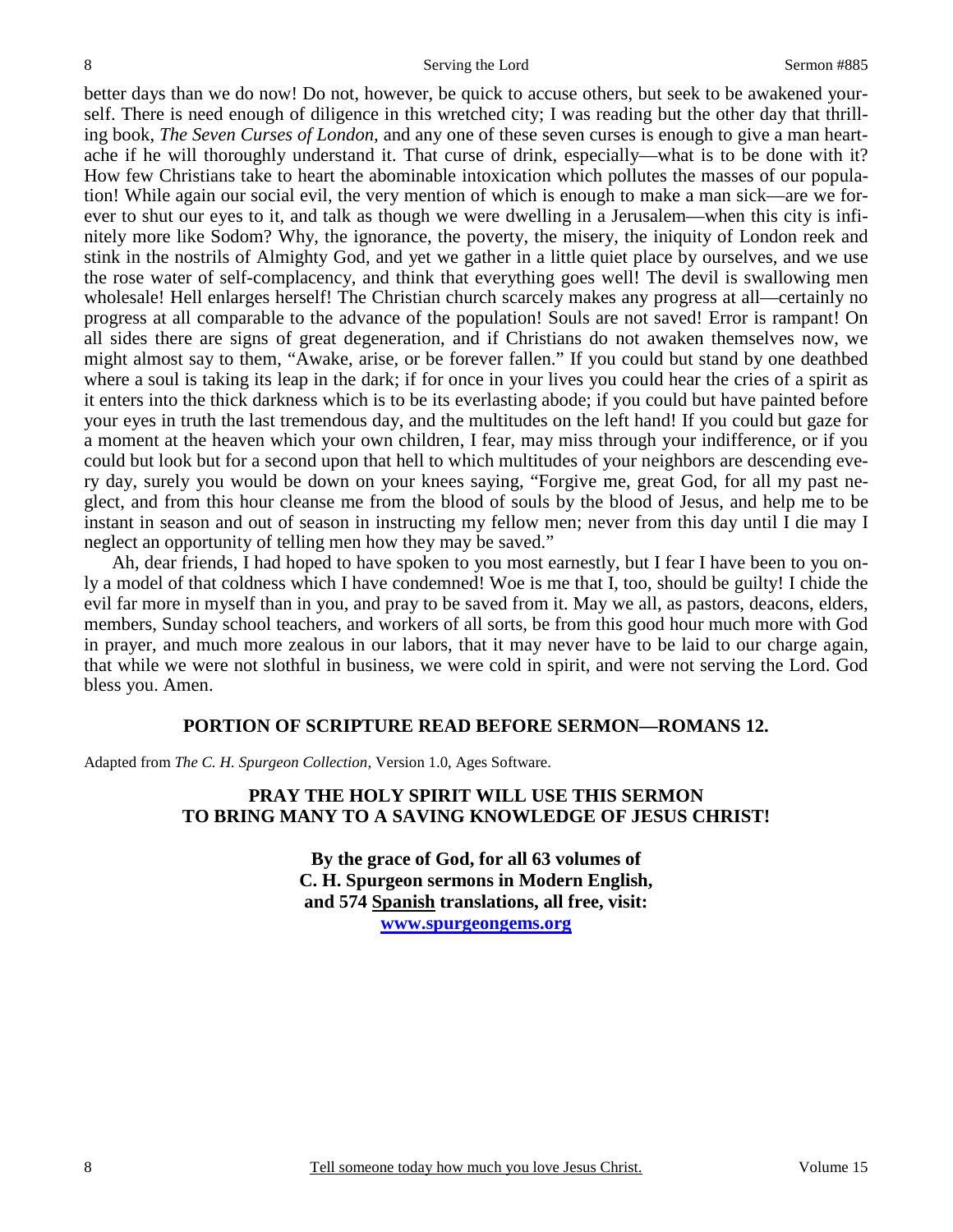better days than we do now! Do not, however, be quick to accuse others, but seek to be awakened yourself. There is need enough of diligence in this wretched city; I was reading but the other day that thrilling book, *The Seven Curses of London*, and any one of these seven curses is enough to give a man heartache if he will thoroughly understand it. That curse of drink, especially—what is to be done with it? How few Christians take to heart the abominable intoxication which pollutes the masses of our population! While again our social evil, the very mention of which is enough to make a man sick—are we forever to shut our eyes to it, and talk as though we were dwelling in a Jerusalem—when this city is infinitely more like Sodom? Why, the ignorance, the poverty, the misery, the iniquity of London reek and stink in the nostrils of Almighty God, and yet we gather in a little quiet place by ourselves, and we use the rose water of self-complacency, and think that everything goes well! The devil is swallowing men wholesale! Hell enlarges herself! The Christian church scarcely makes any progress at all—certainly no progress at all comparable to the advance of the population! Souls are not saved! Error is rampant! On all sides there are signs of great degeneration, and if Christians do not awaken themselves now, we might almost say to them, "Awake, arise, or be forever fallen." If you could but stand by one deathbed where a soul is taking its leap in the dark; if for once in your lives you could hear the cries of a spirit as it enters into the thick darkness which is to be its everlasting abode; if you could but have painted before your eyes in truth the last tremendous day, and the multitudes on the left hand! If you could but gaze for a moment at the heaven which your own children, I fear, may miss through your indifference, or if you could but look but for a second upon that hell to which multitudes of your neighbors are descending every day, surely you would be down on your knees saying, "Forgive me, great God, for all my past neglect, and from this hour cleanse me from the blood of souls by the blood of Jesus, and help me to be instant in season and out of season in instructing my fellow men; never from this day until I die may I neglect an opportunity of telling men how they may be saved."

Ah, dear friends, I had hoped to have spoken to you most earnestly, but I fear I have been to you only a model of that coldness which I have condemned! Woe is me that I, too, should be guilty! I chide the evil far more in myself than in you, and pray to be saved from it. May we all, as pastors, deacons, elders, members, Sunday school teachers, and workers of all sorts, be from this good hour much more with God in prayer, and much more zealous in our labors, that it may never have to be laid to our charge again, that while we were not slothful in business, we were cold in spirit, and were not serving the Lord. God bless you. Amen.

**PORTION OF SCRIPTURE READ BEFORE SERMON—ROMANS 12.**

Adapted from *The C. H. Spurgeon Collection*, Version 1.0, Ages Software.

**PRAY THE HOLY SPIRIT WILL USE THIS SERMON TO BRING MANY TO A SAVING KNOWLEDGE OF JESUS CHRIST!**

**By the grace of God, for all 63 volumes of C. H. Spurgeon sermons in Modern English, and 574 Spanish translations, all free, visit: www.spurgeongems.org**